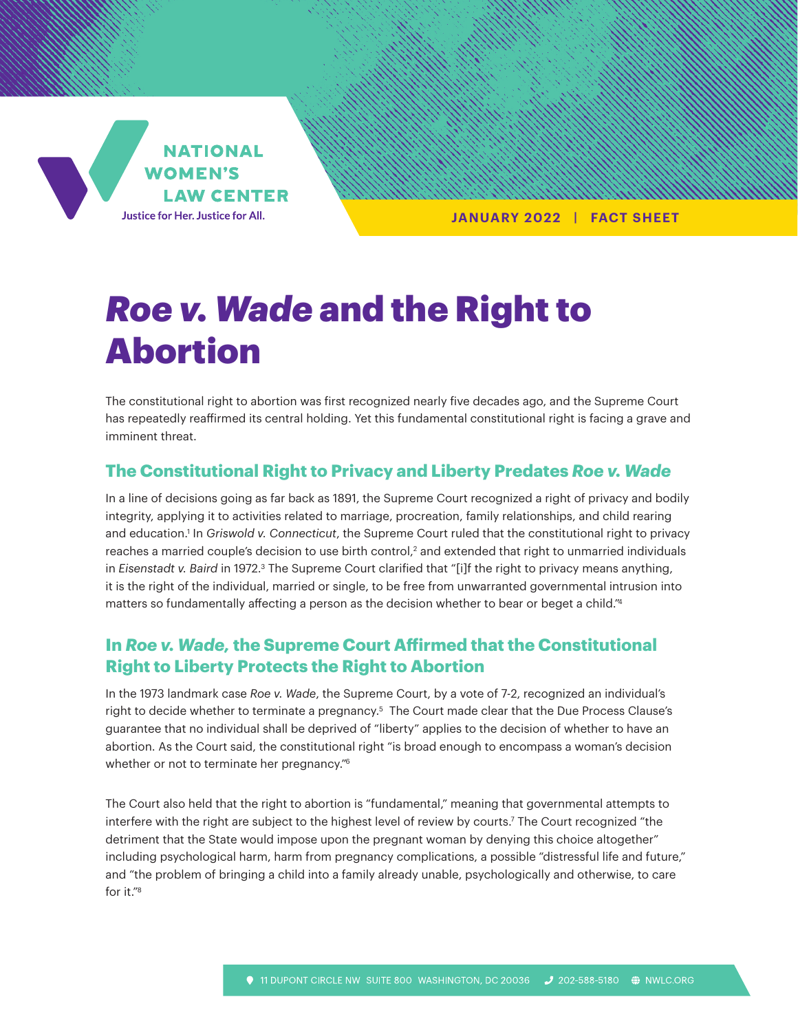NATIONAL WOMEN'S LAW CENTER

Justice for Her. Justice for All.

JANUARY 2022 | FACT SHEET

# *Roe v. Wade* and the Right to Abortion

The constitutional right to abortion was first recognized nearly five decades ago, and the Supreme Court has repeatedly reaffirmed its central holding. Yet this fundamental constitutional right is facing a grave and imminent threat.

## The Constitutional Right to Privacy and Liberty Predates *Roe v. Wade*

In a line of decisions going as far back as 1891, the Supreme Court recognized a right of privacy and bodily integrity, applying it to activities related to marriage, procreation, family relationships, and child rearing and education.[1] In *Griswold v. Connecticut*, the Supreme Court ruled that the constitutional right to privacy reaches a married couple's decision to use birth control,[2] and extended that right to unmarried individuals in *Eisenstadt v. Baird* in 1972.[3] The Supreme Court clarified that "[i]f the right to privacy means anything, it is the right of the individual, married or single, to be free from unwarranted governmental intrusion into matters so fundamentally affecting a person as the decision whether to bear or beget a child."[4]

## In *Roe v. Wade*, the Supreme Court Affirmed that the Constitutional Right to Liberty Protects the Right to Abortion

In the 1973 landmark case *Roe v. Wade*, the Supreme Court, by a vote of 7-2, recognized an individual's right to decide whether to terminate a pregnancy.[5] The Court made clear that the Due Process Clause's guarantee that no individual shall be deprived of "liberty" applies to the decision of whether to have an abortion. As the Court said, the constitutional right "is broad enough to encompass a woman's decision whether or not to terminate her pregnancy."[6]

The Court also held that the right to abortion is "fundamental," meaning that governmental attempts to interfere with the right are subject to the highest level of review by courts.[7] The Court recognized "the detriment that the State would impose upon the pregnant woman by denying this choice altogether" including psychological harm, harm from pregnancy complications, a possible "distressful life and future," and "the problem of bringing a child into a family already unable, psychologically and otherwise, to care for it."[8]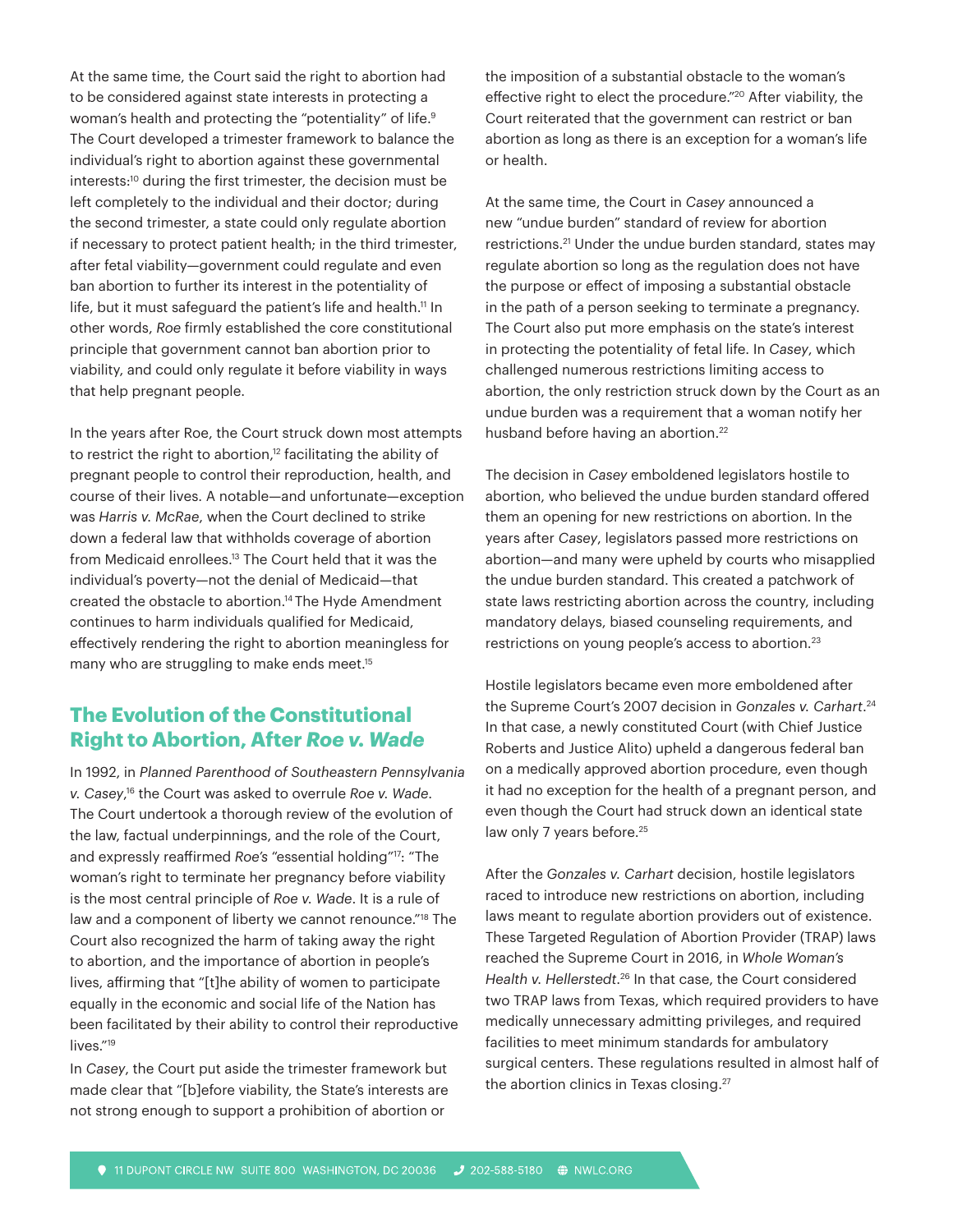At the same time, the Court said the right to abortion had to be considered against state interests in protecting a woman's health and protecting the "potentiality" of life.[9] The Court developed a trimester framework to balance the individual's right to abortion against these governmental interests:[10] during the first trimester, the decision must be left completely to the individual and their doctor; during the second trimester, a state could only regulate abortion if necessary to protect patient health; in the third trimester, after fetal viability—government could regulate and even ban abortion to further its interest in the potentiality of life, but it must safeguard the patient's life and health.[11] In other words, *Roe* firmly established the core constitutional principle that government cannot ban abortion prior to viability, and could only regulate it before viability in ways that help pregnant people.

In the years after Roe, the Court struck down most attempts to restrict the right to abortion,[12] facilitating the ability of pregnant people to control their reproduction, health, and course of their lives. A notable—and unfortunate—exception was *Harris v. McRae*, when the Court declined to strike down a federal law that withholds coverage of abortion from Medicaid enrollees.[13] The Court held that it was the individual's poverty—not the denial of Medicaid—that created the obstacle to abortion.[14] The Hyde Amendment continues to harm individuals qualified for Medicaid, effectively rendering the right to abortion meaningless for many who are struggling to make ends meet.[15]

## The Evolution of the Constitutional Right to Abortion, After *Roe v. Wade*

In 1992, in *Planned Parenthood of Southeastern Pennsylvania v. Casey*,[16] the Court was asked to overrule *Roe v. Wade*. The Court undertook a thorough review of the evolution of the law, factual underpinnings, and the role of the Court, and expressly reaffirmed *Roe's* "essential holding"[17]: "The woman's right to terminate her pregnancy before viability is the most central principle of *Roe v. Wade*. It is a rule of law and a component of liberty we cannot renounce."[18] The Court also recognized the harm of taking away the right to abortion, and the importance of abortion in people's lives, affirming that "[t]he ability of women to participate equally in the economic and social life of the Nation has been facilitated by their ability to control their reproductive lives."[19]

In *Casey*, the Court put aside the trimester framework but made clear that "[b]efore viability, the State's interests are not strong enough to support a prohibition of abortion or the imposition of a substantial obstacle to the woman's effective right to elect the procedure."[20] After viability, the Court reiterated that the government can restrict or ban abortion as long as there is an exception for a woman's life or health.

At the same time, the Court in *Casey* announced a new "undue burden" standard of review for abortion restrictions.[21] Under the undue burden standard, states may regulate abortion so long as the regulation does not have the purpose or effect of imposing a substantial obstacle in the path of a person seeking to terminate a pregnancy. The Court also put more emphasis on the state's interest in protecting the potentiality of fetal life. In *Casey*, which challenged numerous restrictions limiting access to abortion, the only restriction struck down by the Court as an undue burden was a requirement that a woman notify her husband before having an abortion.[22]

The decision in *Casey* emboldened legislators hostile to abortion, who believed the undue burden standard offered them an opening for new restrictions on abortion. In the years after *Casey*, legislators passed more restrictions on abortion—and many were upheld by courts who misapplied the undue burden standard. This created a patchwork of state laws restricting abortion across the country, including mandatory delays, biased counseling requirements, and restrictions on young people's access to abortion.[23]

Hostile legislators became even more emboldened after the Supreme Court's 2007 decision in *Gonzales v. Carhart*.[24] In that case, a newly constituted Court (with Chief Justice Roberts and Justice Alito) upheld a dangerous federal ban on a medically approved abortion procedure, even though it had no exception for the health of a pregnant person, and even though the Court had struck down an identical state law only 7 years before.[25]

After the *Gonzales v. Carhart* decision, hostile legislators raced to introduce new restrictions on abortion, including laws meant to regulate abortion providers out of existence. These Targeted Regulation of Abortion Provider (TRAP) laws reached the Supreme Court in 2016, in *Whole Woman's Health v. Hellerstedt*.[26] In that case, the Court considered two TRAP laws from Texas, which required providers to have medically unnecessary admitting privileges, and required facilities to meet minimum standards for ambulatory surgical centers. These regulations resulted in almost half of the abortion clinics in Texas closing.[27]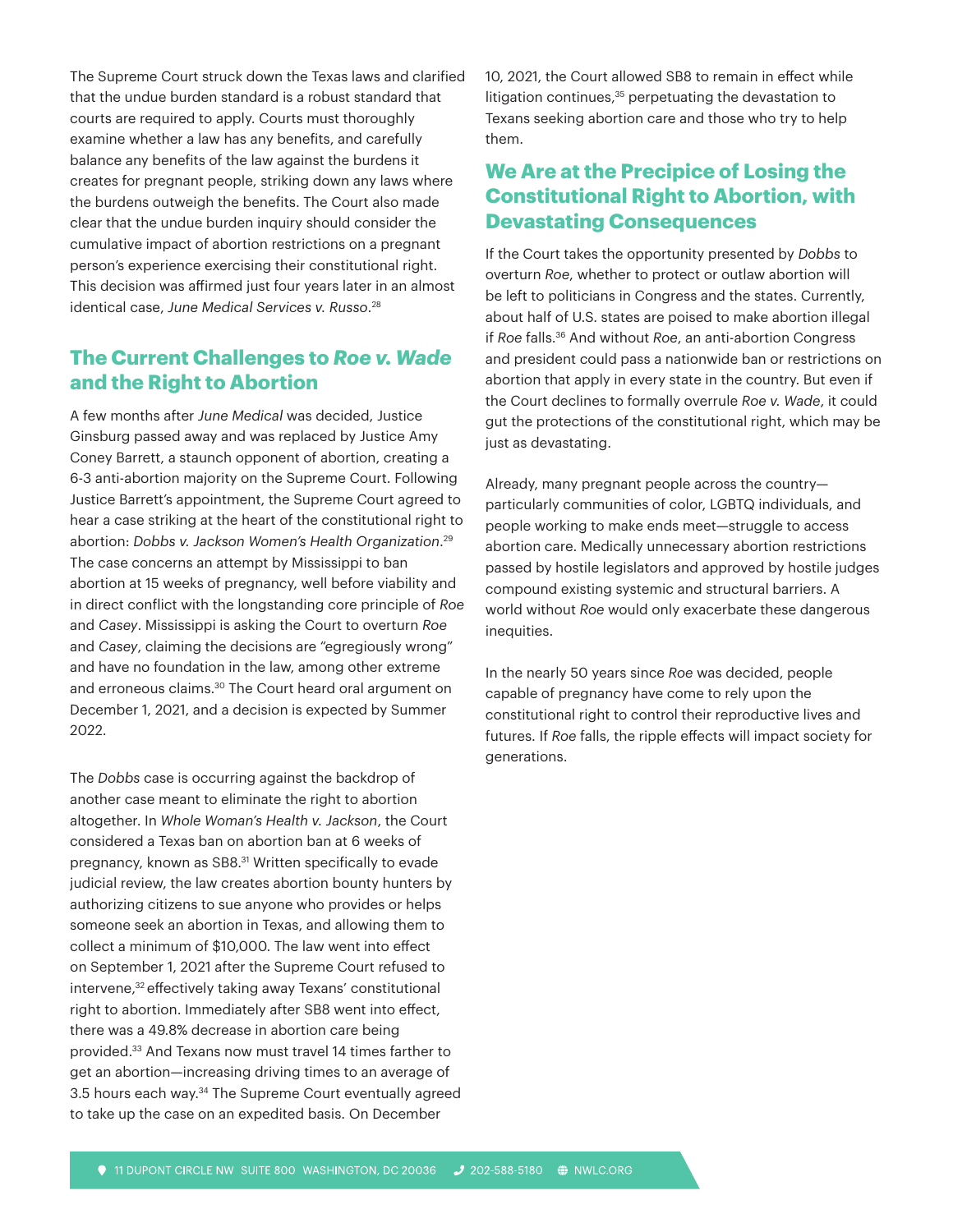The Supreme Court struck down the Texas laws and clarified that the undue burden standard is a robust standard that courts are required to apply. Courts must thoroughly examine whether a law has any benefits, and carefully balance any benefits of the law against the burdens it creates for pregnant people, striking down any laws where the burdens outweigh the benefits. The Court also made clear that the undue burden inquiry should consider the cumulative impact of abortion restrictions on a pregnant person's experience exercising their constitutional right. This decision was affirmed just four years later in an almost identical case, *June Medical Services v. Russo*.[28]

## The Current Challenges to *Roe v. Wade* and the Right to Abortion

A few months after *June Medical* was decided, Justice Ginsburg passed away and was replaced by Justice Amy Coney Barrett, a staunch opponent of abortion, creating a 6-3 anti-abortion majority on the Supreme Court. Following Justice Barrett's appointment, the Supreme Court agreed to hear a case striking at the heart of the constitutional right to abortion: *Dobbs v. Jackson Women's Health Organization*.[29] The case concerns an attempt by Mississippi to ban abortion at 15 weeks of pregnancy, well before viability and in direct conflict with the longstanding core principle of *Roe* and *Casey*. Mississippi is asking the Court to overturn *Roe* and *Casey*, claiming the decisions are "egregiously wrong" and have no foundation in the law, among other extreme and erroneous claims.[30] The Court heard oral argument on December 1, 2021, and a decision is expected by Summer 2022.

The *Dobbs* case is occurring against the backdrop of another case meant to eliminate the right to abortion altogether. In *Whole Woman's Health v. Jackson*, the Court considered a Texas ban on abortion ban at 6 weeks of pregnancy, known as SB8.[31] Written specifically to evade judicial review, the law creates abortion bounty hunters by authorizing citizens to sue anyone who provides or helps someone seek an abortion in Texas, and allowing them to collect a minimum of $10,000. The law went into effect on September 1, 2021 after the Supreme Court refused to intervene,[32] effectively taking away Texans' constitutional right to abortion. Immediately after SB8 went into effect, there was a 49.8% decrease in abortion care being provided.[33] And Texans now must travel 14 times farther to get an abortion—increasing driving times to an average of 3.5 hours each way.[34] The Supreme Court eventually agreed to take up the case on an expedited basis. On December 10, 2021, the Court allowed SB8 to remain in effect while litigation continues,[35] perpetuating the devastation to Texans seeking abortion care and those who try to help them.

## We Are at the Precipice of Losing the Constitutional Right to Abortion, with Devastating Consequences

If the Court takes the opportunity presented by *Dobbs* to overturn *Roe*, whether to protect or outlaw abortion will be left to politicians in Congress and the states. Currently, about half of U.S. states are poised to make abortion illegal if *Roe* falls.[36] And without *Roe*, an anti-abortion Congress and president could pass a nationwide ban or restrictions on abortion that apply in every state in the country. But even if the Court declines to formally overrule *Roe v. Wade*, it could gut the protections of the constitutional right, which may be just as devastating.

Already, many pregnant people across the country—particularly communities of color, LGBTQ individuals, and people working to make ends meet—struggle to access abortion care. Medically unnecessary abortion restrictions passed by hostile legislators and approved by hostile judges compound existing systemic and structural barriers. A world without *Roe* would only exacerbate these dangerous inequities.

In the nearly 50 years since *Roe* was decided, people capable of pregnancy have come to rely upon the constitutional right to control their reproductive lives and futures. If *Roe* falls, the ripple effects will impact society for generations.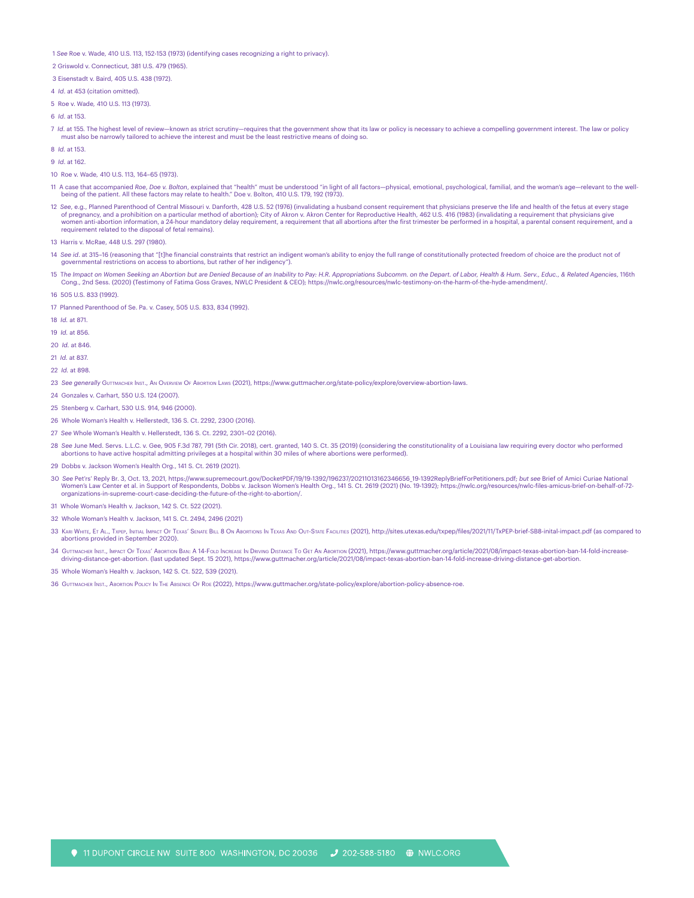1 *See* Roe v. Wade, 410 U.S. 113, 152-153 (1973) (identifying cases recognizing a right to privacy).

2 Griswold v. Connecticut, 381 U.S. 479 (1965).

3 Eisenstadt v. Baird, 405 U.S. 438 (1972).

4 *Id*. at 453 (citation omitted).

5 Roe v. Wade, 410 U.S. 113 (1973).

6 *Id*. at 153.

7 *Id*. at 155. The highest level of review—known as strict scrutiny—requires that the government show that its law or policy is necessary to achieve a compelling government interest. The law or policy must also be narrowly tailored to achieve the interest and must be the least restrictive means of doing so.

8 *Id*. at 153.

9 *Id*. at 162.

10 Roe v. Wade, 410 U.S. 113, 164–65 (1973).

11 A case that accompanied *Roe*, *Doe v. Bolton*, explained that "health" must be understood "in light of all factors—physical, emotional, psychological, familial, and the woman's age—relevant to the well-being of the patient. All these factors may relate to health." Doe v. Bolton, 410 U.S. 179, 192 (1973).

12 *See*, e.g., Planned Parenthood of Central Missouri v. Danforth, 428 U.S. 52 (1976) (invalidating a husband consent requirement that physicians preserve the life and health of the fetus at every stage of pregnancy, and a prohibition on a particular method of abortion); City of Akron v. Akron Center for Reproductive Health, 462 U.S. 416 (1983) (invalidating a requirement that physicians give women anti-abortion information, a 24-hour mandatory delay requirement, a requirement that all abortions after the first trimester be performed in a hospital, a parental consent requirement, and a requirement related to the disposal of fetal remains).

13 Harris v. McRae, 448 U.S. 297 (1980).

14 *See id*. at 315–16 (reasoning that "[t]he financial constraints that restrict an indigent woman's ability to enjoy the full range of constitutionally protected freedom of choice are the product not of governmental restrictions on access to abortions, but rather of her indigency").

15 T*he Impact on Women Seeking an Abortion but are Denied Because of an Inability to Pay: H.R. Appropriations Subcomm. on the Depart. of Labor, Health & Hum. Serv., Educ., & Related Agencies*, 116th Cong., 2nd Sess. (2020) (Testimony of Fatima Goss Graves, NWLC President & CEO); https://nwlc.org/resources/nwlc-testimony-on-the-harm-of-the-hyde-amendment/.

16 505 U.S. 833 (1992).

17 Planned Parenthood of Se. Pa. v. Casey, 505 U.S. 833, 834 (1992).

18 *Id.* at 871.

19 *Id.* at 856.

20 *Id.* at 846.

21 *Id.* at 837.

22 *Id.* at 898.

23 *See generally* Guttmacher Inst., An Overview Of Abortion Laws (2021), https://www.guttmacher.org/state-policy/explore/overview-abortion-laws.

24 Gonzales v. Carhart, 550 U.S. 124 (2007).

25 Stenberg v. Carhart, 530 U.S. 914, 946 (2000).

26 Whole Woman's Health v. Hellerstedt, 136 S. Ct. 2292, 2300 (2016).

27 *See* Whole Woman's Health v. Hellerstedt, 136 S. Ct. 2292, 2301–02 (2016).

28 *See* June Med. Servs. L.L.C. v. Gee, 905 F.3d 787, 791 (5th Cir. 2018), cert. granted, 140 S. Ct. 35 (2019) (considering the constitutionality of a Louisiana law requiring every doctor who performed abortions to have active hospital admitting privileges at a hospital within 30 miles of where abortions were performed).

29 Dobbs v. Jackson Women's Health Org., 141 S. Ct. 2619 (2021).

30 *See* Pet'rs' Reply Br. 3, Oct. 13, 2021, https://www.supremecourt.gov/DocketPDF/19/19-1392/196237/20211013162346656_19-1392ReplyBriefForPetitioners.pdf; *but see* Brief of Amici Curiae National Women's Law Center et al. in Support of Respondents, Dobbs v. Jackson Women's Health Org., 141 S. Ct. 2619 (2021) (No. 19-1392); https://nwlc.org/resources/nwlc-files-amicus-brief-on-behalf-of-72-organizations-in-supreme-court-case-deciding-the-future-of-the-right-to-abortion/.

31 Whole Woman's Health v. Jackson, 142 S. Ct. 522 (2021).

32 Whole Woman's Health v. Jackson, 141 S. Ct. 2494, 2496 (2021)

33 Kari White, Et Al., Txpep, Initial Impact Of Texas' Senate Bill 8 On Abortions In Texas And Out-State Facilities (2021), http://sites.utexas.edu/txpep/files/2021/11/TxPEP-brief-SB8-inital-impact.pdf (as compared to abortions provided in September 2020).

34 Guttmacher Inst., Impact Of Texas' Abortion Ban: A 14-Fold Increase In Driving Distance To Get An Abortion (2021), https://www.guttmacher.org/article/2021/08/impact-texas-abortion-ban-14-fold-increase-driving-distance-get-abortion. (last updated Sept. 15 2021), https://www.guttmacher.org/article/2021/08/impact-texas-abortion-ban-14-fold-increase-driving-distance-get-abortion.

35 Whole Woman's Health v. Jackson, 142 S. Ct. 522, 539 (2021).

36 Guttmacher Inst., Abortion Policy In The Absence Of Roe (2022), https://www.guttmacher.org/state-policy/explore/abortion-policy-absence-roe.

11 DUPONT CIRCLE NW SUITE 800 WASHINGTON, DC 20036 202-588-5180 NWLC.ORG